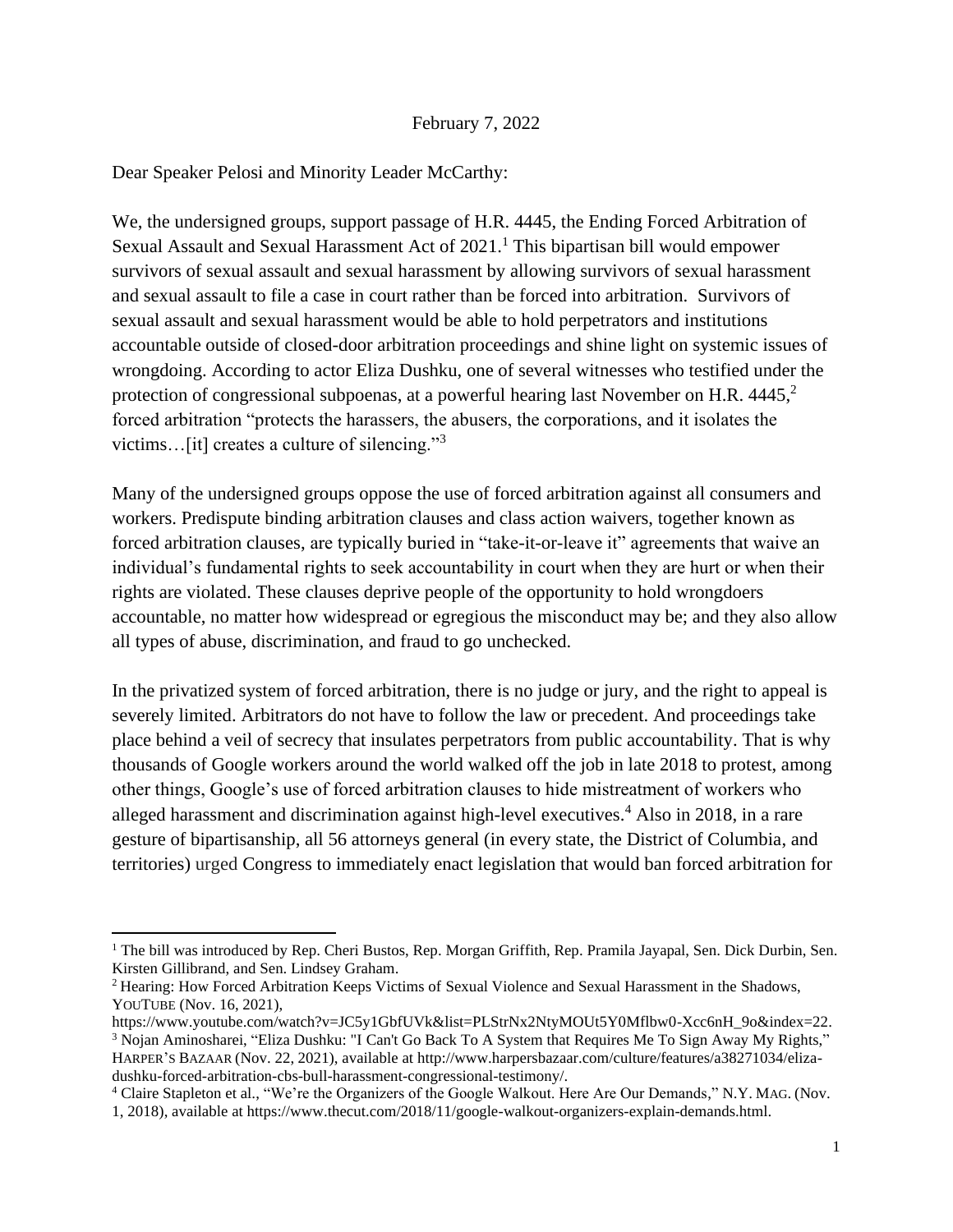February 7, 2022

Dear Speaker Pelosi and Minority Leader McCarthy:

We, the undersigned groups, support passage of H.R. 4445, the Ending Forced Arbitration of Sexual Assault and Sexual Harassment Act of 2021.[1] This bipartisan bill would empower survivors of sexual assault and sexual harassment by allowing survivors of sexual harassment and sexual assault to file a case in court rather than be forced into arbitration. Survivors of sexual assault and sexual harassment would be able to hold perpetrators and institutions accountable outside of closed-door arbitration proceedings and shine light on systemic issues of wrongdoing. According to actor Eliza Dushku, one of several witnesses who testified under the protection of congressional subpoenas, at a powerful hearing last November on H.R. 4445,[2] forced arbitration "protects the harassers, the abusers, the corporations, and it isolates the victims…[it] creates a culture of silencing."[3]

Many of the undersigned groups oppose the use of forced arbitration against all consumers and workers. Predispute binding arbitration clauses and class action waivers, together known as forced arbitration clauses, are typically buried in "take-it-or-leave it" agreements that waive an individual's fundamental rights to seek accountability in court when they are hurt or when their rights are violated. These clauses deprive people of the opportunity to hold wrongdoers accountable, no matter how widespread or egregious the misconduct may be; and they also allow all types of abuse, discrimination, and fraud to go unchecked.

In the privatized system of forced arbitration, there is no judge or jury, and the right to appeal is severely limited. Arbitrators do not have to follow the law or precedent. And proceedings take place behind a veil of secrecy that insulates perpetrators from public accountability. That is why thousands of Google workers around the world walked off the job in late 2018 to protest, among other things, Google's use of forced arbitration clauses to hide mistreatment of workers who alleged harassment and discrimination against high-level executives.[4] Also in 2018, in a rare gesture of bipartisanship, all 56 attorneys general (in every state, the District of Columbia, and territories) urged Congress to immediately enact legislation that would ban forced arbitration for

---

[1] The bill was introduced by Rep. Cheri Bustos, Rep. Morgan Griffith, Rep. Pramila Jayapal, Sen. Dick Durbin, Sen. Kirsten Gillibrand, and Sen. Lindsey Graham.

[2] Hearing: How Forced Arbitration Keeps Victims of Sexual Violence and Sexual Harassment in the Shadows, YOUTUBE (Nov. 16, 2021), https://www.youtube.com/watch?v=JC5y1GbfUVk&list=PLStrNx2NtyMOUt5Y0Mflbw0-Xcc6nH_9o&index=22.

[3] Nojan Aminosharei, "Eliza Dushku: "I Can't Go Back To A System that Requires Me To Sign Away My Rights," HARPER'S BAZAAR (Nov. 22, 2021), available at http://www.harpersbazaar.com/culture/features/a38271034/eliza-dushku-forced-arbitration-cbs-bull-harassment-congressional-testimony/.

[4] Claire Stapleton et al., "We're the Organizers of the Google Walkout. Here Are Our Demands," N.Y. MAG. (Nov. 1, 2018), available at https://www.thecut.com/2018/11/google-walkout-organizers-explain-demands.html.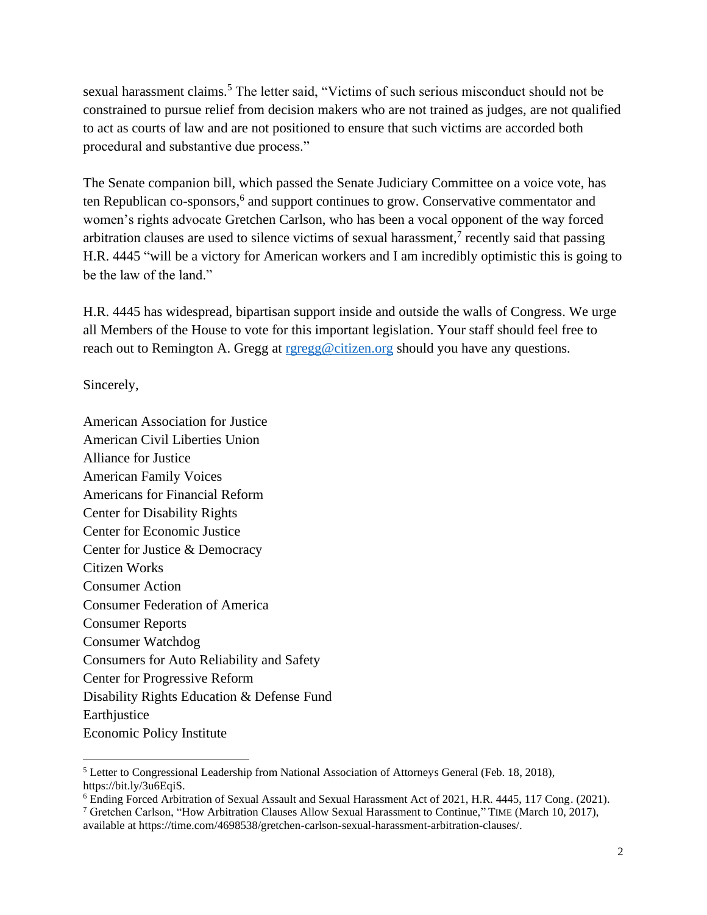sexual harassment claims.[5] The letter said, "Victims of such serious misconduct should not be constrained to pursue relief from decision makers who are not trained as judges, are not qualified to act as courts of law and are not positioned to ensure that such victims are accorded both procedural and substantive due process."

The Senate companion bill, which passed the Senate Judiciary Committee on a voice vote, has ten Republican co-sponsors,[6] and support continues to grow. Conservative commentator and women's rights advocate Gretchen Carlson, who has been a vocal opponent of the way forced arbitration clauses are used to silence victims of sexual harassment,[7] recently said that passing H.R. 4445 "will be a victory for American workers and I am incredibly optimistic this is going to be the law of the land."

H.R. 4445 has widespread, bipartisan support inside and outside the walls of Congress. We urge all Members of the House to vote for this important legislation. Your staff should feel free to reach out to Remington A. Gregg at rgregg@citizen.org should you have any questions.

Sincerely,

American Association for Justice
American Civil Liberties Union
Alliance for Justice
American Family Voices
Americans for Financial Reform
Center for Disability Rights
Center for Economic Justice
Center for Justice & Democracy
Citizen Works
Consumer Action
Consumer Federation of America
Consumer Reports
Consumer Watchdog
Consumers for Auto Reliability and Safety
Center for Progressive Reform
Disability Rights Education & Defense Fund
Earthjustice
Economic Policy Institute

---

[5] Letter to Congressional Leadership from National Association of Attorneys General (Feb. 18, 2018), https://bit.ly/3u6EqiS.

[6] Ending Forced Arbitration of Sexual Assault and Sexual Harassment Act of 2021, H.R. 4445, 117 Cong. (2021).

[7] Gretchen Carlson, "How Arbitration Clauses Allow Sexual Harassment to Continue," TIME (March 10, 2017), available at https://time.com/4698538/gretchen-carlson-sexual-harassment-arbitration-clauses/.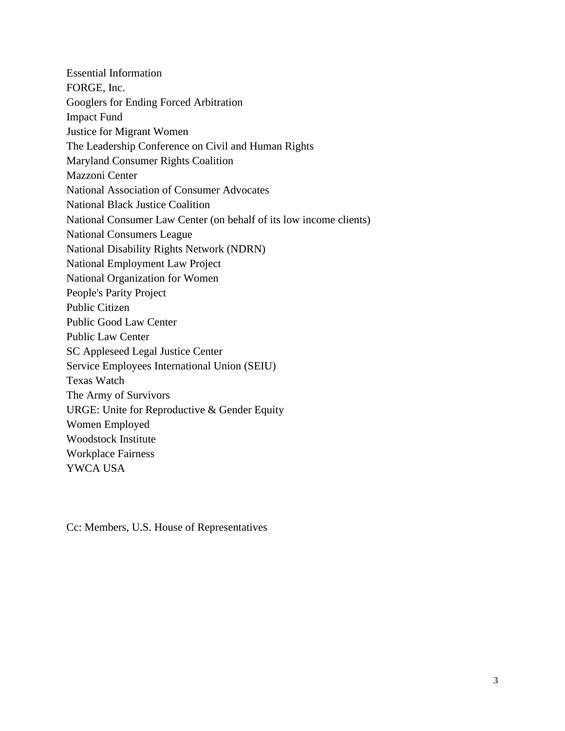Essential Information
FORGE, Inc.
Googlers for Ending Forced Arbitration
Impact Fund
Justice for Migrant Women
The Leadership Conference on Civil and Human Rights
Maryland Consumer Rights Coalition
Mazzoni Center
National Association of Consumer Advocates
National Black Justice Coalition
National Consumer Law Center (on behalf of its low income clients)
National Consumers League
National Disability Rights Network (NDRN)
National Employment Law Project
National Organization for Women
People's Parity Project
Public Citizen
Public Good Law Center
Public Law Center
SC Appleseed Legal Justice Center
Service Employees International Union (SEIU)
Texas Watch
The Army of Survivors
URGE: Unite for Reproductive & Gender Equity
Women Employed
Woodstock Institute
Workplace Fairness
YWCA USA

Cc: Members, U.S. House of Representatives